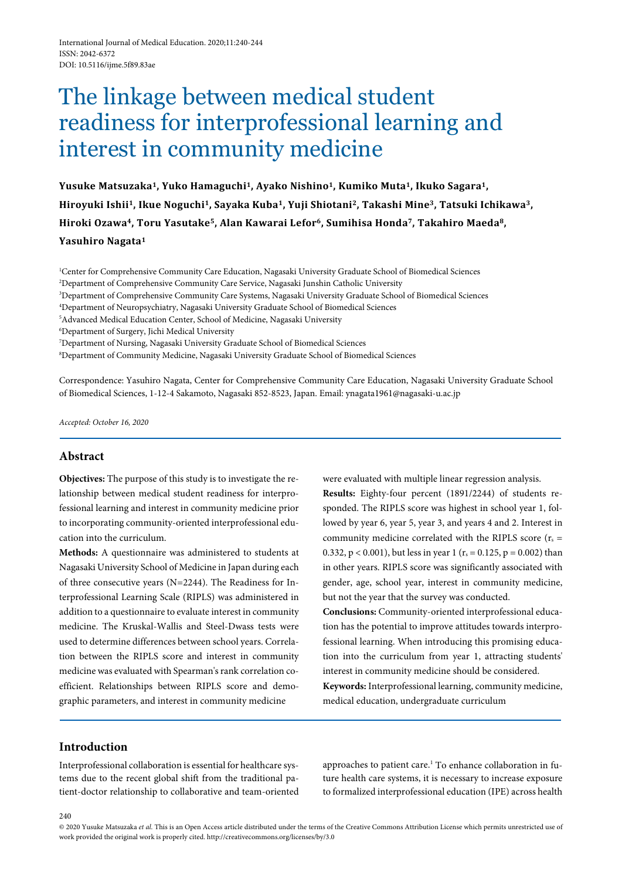# The linkage between medical student readiness for interprofessional learning and interest in community medicine

**Yusuke Matsuzaka[1], Yuko Hamaguchi[1], Ayako Nishino[1], Kumiko Muta[1], Ikuko Sagara[1], Hiroyuki Ishii[1], Ikue Noguchi[1], Sayaka Kuba[1], Yuji Shiotani[2], Takashi Mine[3], Tatsuki Ichikawa[3], Hiroki Ozawa[4], Toru Yasutake[5], Alan Kawarai Lefor[6], Sumihisa Honda[7], Takahiro Maeda[8], Yasuhiro Nagata[1]**

[1]Center for Comprehensive Community Care Education, Nagasaki University Graduate School of Biomedical Sciences
[2]Department of Comprehensive Community Care Service, Nagasaki Junshin Catholic University
[3]Department of Comprehensive Community Care Systems, Nagasaki University Graduate School of Biomedical Sciences
[4]Department of Neuropsychiatry, Nagasaki University Graduate School of Biomedical Sciences
[5]Advanced Medical Education Center, School of Medicine, Nagasaki University
[6]Department of Surgery, Jichi Medical University
[7]Department of Nursing, Nagasaki University Graduate School of Biomedical Sciences
[8]Department of Community Medicine, Nagasaki University Graduate School of Biomedical Sciences

Correspondence: Yasuhiro Nagata, Center for Comprehensive Community Care Education, Nagasaki University Graduate School of Biomedical Sciences, 1-12-4 Sakamoto, Nagasaki 852-8523, Japan. Email: ynagata1961@nagasaki-u.ac.jp

*Accepted: October 16, 2020*

## Abstract

**Objectives:** The purpose of this study is to investigate the relationship between medical student readiness for interprofessional learning and interest in community medicine prior to incorporating community-oriented interprofessional education into the curriculum.

**Methods:** A questionnaire was administered to students at Nagasaki University School of Medicine in Japan during each of three consecutive years (N=2244). The Readiness for Interprofessional Learning Scale (RIPLS) was administered in addition to a questionnaire to evaluate interest in community medicine. The Kruskal-Wallis and Steel-Dwass tests were used to determine differences between school years. Correlation between the RIPLS score and interest in community medicine was evaluated with Spearman's rank correlation coefficient. Relationships between RIPLS score and demographic parameters, and interest in community medicine were evaluated with multiple linear regression analysis.

**Results:** Eighty-four percent (1891/2244) of students responded. The RIPLS score was highest in school year 1, followed by year 6, year 5, year 3, and years 4 and 2. Interest in community medicine correlated with the RIPLS score ($r_s$ = 0.332, $p < 0.001$), but less in year 1 ($r_s$ = 0.125, $p = 0.002$) than in other years. RIPLS score was significantly associated with gender, age, school year, interest in community medicine, but not the year that the survey was conducted.

**Conclusions:** Community-oriented interprofessional education has the potential to improve attitudes towards interprofessional learning. When introducing this promising education into the curriculum from year 1, attracting students' interest in community medicine should be considered.

**Keywords:** Interprofessional learning, community medicine, medical education, undergraduate curriculum

## Introduction

Interprofessional collaboration is essential for healthcare systems due to the recent global shift from the traditional patient-doctor relationship to collaborative and team-oriented approaches to patient care.[1] To enhance collaboration in future health care systems, it is necessary to increase exposure to formalized interprofessional education (IPE) across health

© 2020 Yusuke Matsuzaka *et al.* This is an Open Access article distributed under the terms of the Creative Commons Attribution License which permits unrestricted use of work provided the original work is properly cited. http://creativecommons.org/licenses/by/3.0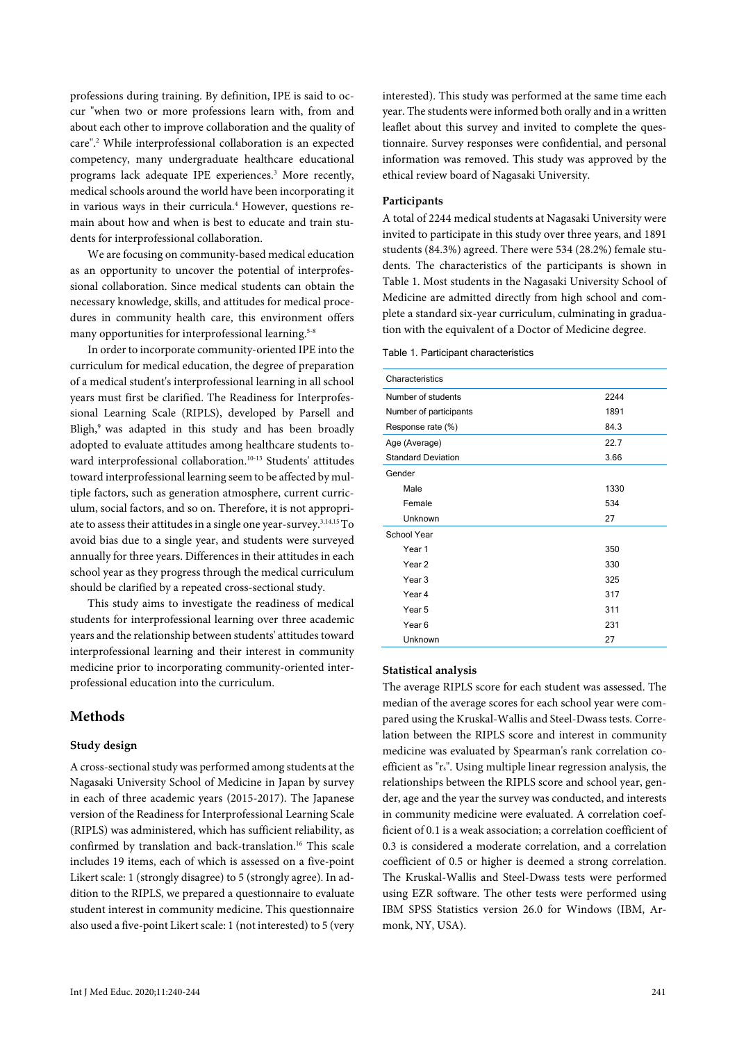professions during training. By definition, IPE is said to occur "when two or more professions learn with, from and about each other to improve collaboration and the quality of care".[2] While interprofessional collaboration is an expected competency, many undergraduate healthcare educational programs lack adequate IPE experiences.[3] More recently, medical schools around the world have been incorporating it in various ways in their curricula.[4] However, questions remain about how and when is best to educate and train students for interprofessional collaboration.

We are focusing on community-based medical education as an opportunity to uncover the potential of interprofessional collaboration. Since medical students can obtain the necessary knowledge, skills, and attitudes for medical procedures in community health care, this environment offers many opportunities for interprofessional learning.[5-8]

In order to incorporate community-oriented IPE into the curriculum for medical education, the degree of preparation of a medical student's interprofessional learning in all school years must first be clarified. The Readiness for Interprofessional Learning Scale (RIPLS), developed by Parsell and Bligh,[9] was adapted in this study and has been broadly adopted to evaluate attitudes among healthcare students toward interprofessional collaboration.[10-13] Students' attitudes toward interprofessional learning seem to be affected by multiple factors, such as generation atmosphere, current curriculum, social factors, and so on. Therefore, it is not appropriate to assess their attitudes in a single one year-survey.[3,14,15] To avoid bias due to a single year, and students were surveyed annually for three years. Differences in their attitudes in each school year as they progress through the medical curriculum should be clarified by a repeated cross-sectional study.

This study aims to investigate the readiness of medical students for interprofessional learning over three academic years and the relationship between students' attitudes toward interprofessional learning and their interest in community medicine prior to incorporating community-oriented interprofessional education into the curriculum.

## Methods

### Study design

A cross-sectional study was performed among students at the Nagasaki University School of Medicine in Japan by survey in each of three academic years (2015-2017). The Japanese version of the Readiness for Interprofessional Learning Scale (RIPLS) was administered, which has sufficient reliability, as confirmed by translation and back-translation.[16] This scale includes 19 items, each of which is assessed on a five-point Likert scale: 1 (strongly disagree) to 5 (strongly agree). In addition to the RIPLS, we prepared a questionnaire to evaluate student interest in community medicine. This questionnaire also used a five-point Likert scale: 1 (not interested) to 5 (very interested). This study was performed at the same time each year. The students were informed both orally and in a written leaflet about this survey and invited to complete the questionnaire. Survey responses were confidential, and personal information was removed. This study was approved by the ethical review board of Nagasaki University.

### Participants

A total of 2244 medical students at Nagasaki University were invited to participate in this study over three years, and 1891 students (84.3%) agreed. There were 534 (28.2%) female students. The characteristics of the participants is shown in Table 1. Most students in the Nagasaki University School of Medicine are admitted directly from high school and complete a standard six-year curriculum, culminating in graduation with the equivalent of a Doctor of Medicine degree.

Table 1. Participant characteristics

| Characteristics | |
|---|---|
| Number of students | 2244 |
| Number of participants | 1891 |
| Response rate (%) | 84.3 |
| Age (Average) | 22.7 |
| Standard Deviation | 3.66 |
| Gender | |
| Male | 1330 |
| Female | 534 |
| Unknown | 27 |
| School Year | |
| Year 1 | 350 |
| Year 2 | 330 |
| Year 3 | 325 |
| Year 4 | 317 |
| Year 5 | 311 |
| Year 6 | 231 |
| Unknown | 27 |

### Statistical analysis

The average RIPLS score for each student was assessed. The median of the average scores for each school year were compared using the Kruskal-Wallis and Steel-Dwass tests. Correlation between the RIPLS score and interest in community medicine was evaluated by Spearman's rank correlation coefficient as "$r_s$". Using multiple linear regression analysis, the relationships between the RIPLS score and school year, gender, age and the year the survey was conducted, and interests in community medicine were evaluated. A correlation coefficient of 0.1 is a weak association; a correlation coefficient of 0.3 is considered a moderate correlation, and a correlation coefficient of 0.5 or higher is deemed a strong correlation. The Kruskal-Wallis and Steel-Dwass tests were performed using EZR software. The other tests were performed using IBM SPSS Statistics version 26.0 for Windows (IBM, Armonk, NY, USA).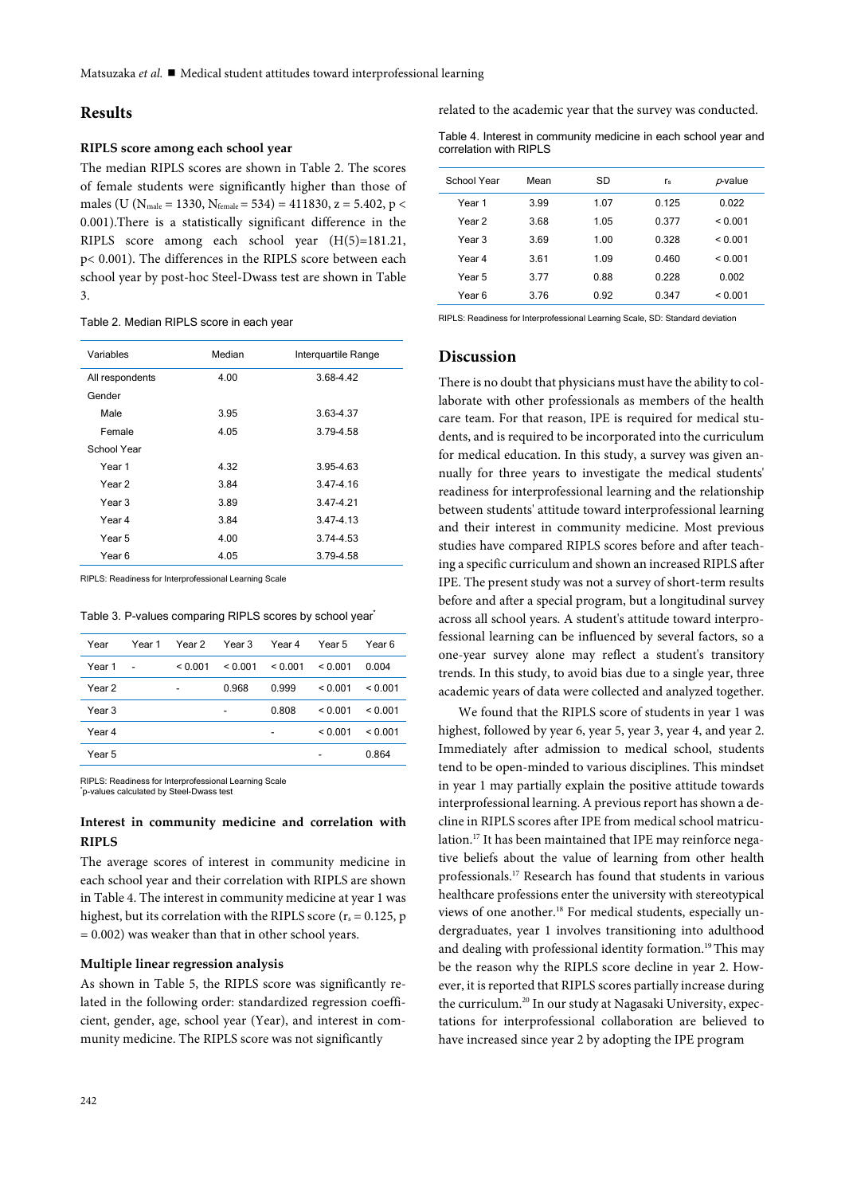## Results

### RIPLS score among each school year

The median RIPLS scores are shown in Table 2. The scores of female students were significantly higher than those of males (U ($N_{male}$ = 1330, $N_{female}$ = 534) = 411830, z = 5.402, $p < 0.001$).There is a statistically significant difference in the RIPLS score among each school year ($H(5)$=181.21, $p < 0.001$). The differences in the RIPLS score between each school year by post-hoc Steel-Dwass test are shown in Table 3.

Table 2. Median RIPLS score in each year

| Variables | Median | Interquartile Range |
|---|---|---|
| All respondents | 4.00 | 3.68-4.42 |
| Gender | | |
| Male | 3.95 | 3.63-4.37 |
| Female | 4.05 | 3.79-4.58 |
| School Year | | |
| Year 1 | 4.32 | 3.95-4.63 |
| Year 2 | 3.84 | 3.47-4.16 |
| Year 3 | 3.89 | 3.47-4.21 |
| Year 4 | 3.84 | 3.47-4.13 |
| Year 5 | 4.00 | 3.74-4.53 |
| Year 6 | 4.05 | 3.79-4.58 |

RIPLS: Readiness for Interprofessional Learning Scale

Table 3. P-values comparing RIPLS scores by school year*

| Year | Year 1 | Year 2 | Year 3 | Year 4 | Year 5 | Year 6 |
|---|---|---|---|---|---|---|
| Year 1 | - | < 0.001 | < 0.001 | < 0.001 | < 0.001 | 0.004 |
| Year 2 | | - | 0.968 | 0.999 | < 0.001 | < 0.001 |
| Year 3 | | | - | 0.808 | < 0.001 | < 0.001 |
| Year 4 | | | | - | < 0.001 | < 0.001 |
| Year 5 | | | | | - | 0.864 |

RIPLS: Readiness for Interprofessional Learning Scale
*p-values calculated by Steel-Dwass test

### Interest in community medicine and correlation with RIPLS

The average scores of interest in community medicine in each school year and their correlation with RIPLS are shown in Table 4. The interest in community medicine at year 1 was highest, but its correlation with the RIPLS score ($r_s$ = 0.125, p = 0.002) was weaker than that in other school years.

### Multiple linear regression analysis

As shown in Table 5, the RIPLS score was significantly related in the following order: standardized regression coefficient, gender, age, school year (Year), and interest in community medicine. The RIPLS score was not significantly related to the academic year that the survey was conducted.

Table 4. Interest in community medicine in each school year and correlation with RIPLS

| School Year | Mean | SD | $r_s$ | *p*-value |
|---|---|---|---|---|
| Year 1 | 3.99 | 1.07 | 0.125 | 0.022 |
| Year 2 | 3.68 | 1.05 | 0.377 | < 0.001 |
| Year 3 | 3.69 | 1.00 | 0.328 | < 0.001 |
| Year 4 | 3.61 | 1.09 | 0.460 | < 0.001 |
| Year 5 | 3.77 | 0.88 | 0.228 | 0.002 |
| Year 6 | 3.76 | 0.92 | 0.347 | < 0.001 |

RIPLS: Readiness for Interprofessional Learning Scale, SD: Standard deviation

## Discussion

There is no doubt that physicians must have the ability to collaborate with other professionals as members of the health care team. For that reason, IPE is required for medical students, and is required to be incorporated into the curriculum for medical education. In this study, a survey was given annually for three years to investigate the medical students' readiness for interprofessional learning and the relationship between students' attitude toward interprofessional learning and their interest in community medicine. Most previous studies have compared RIPLS scores before and after teaching a specific curriculum and shown an increased RIPLS after IPE. The present study was not a survey of short-term results before and after a special program, but a longitudinal survey across all school years. A student's attitude toward interprofessional learning can be influenced by several factors, so a one-year survey alone may reflect a student's transitory trends. In this study, to avoid bias due to a single year, three academic years of data were collected and analyzed together.

We found that the RIPLS score of students in year 1 was highest, followed by year 6, year 5, year 3, year 4, and year 2. Immediately after admission to medical school, students tend to be open-minded to various disciplines. This mindset in year 1 may partially explain the positive attitude towards interprofessional learning. A previous report has shown a decline in RIPLS scores after IPE from medical school matriculation.[17] It has been maintained that IPE may reinforce negative beliefs about the value of learning from other health professionals.[17] Research has found that students in various healthcare professions enter the university with stereotypical views of one another.[18] For medical students, especially undergraduates, year 1 involves transitioning into adulthood and dealing with professional identity formation.[19] This may be the reason why the RIPLS score decline in year 2. However, it is reported that RIPLS scores partially increase during the curriculum.[20] In our study at Nagasaki University, expectations for interprofessional collaboration are believed to have increased since year 2 by adopting the IPE program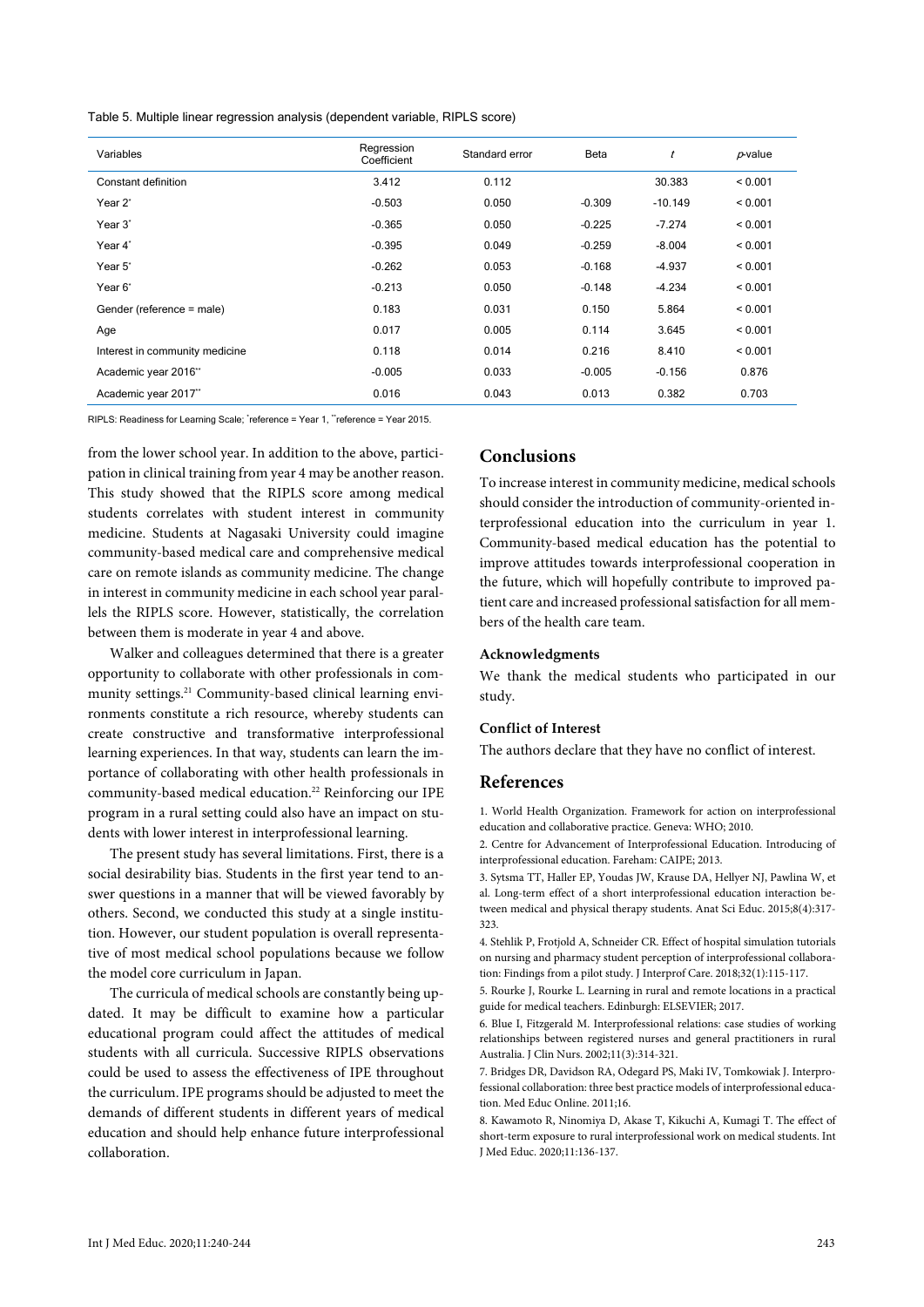Table 5. Multiple linear regression analysis (dependent variable, RIPLS score)

| Variables | Regression Coefficient | Standard error | Beta | t | p-value |
|---|---|---|---|---|---|
| Constant definition | 3.412 | 0.112 | | 30.383 | < 0.001 |
| Year 2* | -0.503 | 0.050 | -0.309 | -10.149 | < 0.001 |
| Year 3* | -0.365 | 0.050 | -0.225 | -7.274 | < 0.001 |
| Year 4* | -0.395 | 0.049 | -0.259 | -8.004 | < 0.001 |
| Year 5* | -0.262 | 0.053 | -0.168 | -4.937 | < 0.001 |
| Year 6* | -0.213 | 0.050 | -0.148 | -4.234 | < 0.001 |
| Gender (reference = male) | 0.183 | 0.031 | 0.150 | 5.864 | < 0.001 |
| Age | 0.017 | 0.005 | 0.114 | 3.645 | < 0.001 |
| Interest in community medicine | 0.118 | 0.014 | 0.216 | 8.410 | < 0.001 |
| Academic year 2016** | -0.005 | 0.033 | -0.005 | -0.156 | 0.876 |
| Academic year 2017** | 0.016 | 0.043 | 0.013 | 0.382 | 0.703 |

RIPLS: Readiness for Learning Scale; *reference = Year 1, **reference = Year 2015.

from the lower school year. In addition to the above, participation in clinical training from year 4 may be another reason. This study showed that the RIPLS score among medical students correlates with student interest in community medicine. Students at Nagasaki University could imagine community-based medical care and comprehensive medical care on remote islands as community medicine. The change in interest in community medicine in each school year parallels the RIPLS score. However, statistically, the correlation between them is moderate in year 4 and above.

Walker and colleagues determined that there is a greater opportunity to collaborate with other professionals in community settings.[21] Community-based clinical learning environments constitute a rich resource, whereby students can create constructive and transformative interprofessional learning experiences. In that way, students can learn the importance of collaborating with other health professionals in community-based medical education.[22] Reinforcing our IPE program in a rural setting could also have an impact on students with lower interest in interprofessional learning.

The present study has several limitations. First, there is a social desirability bias. Students in the first year tend to answer questions in a manner that will be viewed favorably by others. Second, we conducted this study at a single institution. However, our student population is overall representative of most medical school populations because we follow the model core curriculum in Japan.

The curricula of medical schools are constantly being updated. It may be difficult to examine how a particular educational program could affect the attitudes of medical students with all curricula. Successive RIPLS observations could be used to assess the effectiveness of IPE throughout the curriculum. IPE programs should be adjusted to meet the demands of different students in different years of medical education and should help enhance future interprofessional collaboration.

## Conclusions

To increase interest in community medicine, medical schools should consider the introduction of community-oriented interprofessional education into the curriculum in year 1. Community-based medical education has the potential to improve attitudes towards interprofessional cooperation in the future, which will hopefully contribute to improved patient care and increased professional satisfaction for all members of the health care team.

### Acknowledgments

We thank the medical students who participated in our study.

### Conflict of Interest

The authors declare that they have no conflict of interest.

## References

1. World Health Organization. Framework for action on interprofessional education and collaborative practice. Geneva: WHO; 2010.
2. Centre for Advancement of Interprofessional Education. Introducing of interprofessional education. Fareham: CAIPE; 2013.
3. Sytsma TT, Haller EP, Youdas JW, Krause DA, Hellyer NJ, Pawlina W, et al. Long-term effect of a short interprofessional education interaction between medical and physical therapy students. Anat Sci Educ. 2015;8(4):317-323.
4. Stehlik P, Frotjold A, Schneider CR. Effect of hospital simulation tutorials on nursing and pharmacy student perception of interprofessional collaboration: Findings from a pilot study. J Interprof Care. 2018;32(1):115-117.
5. Rourke J, Rourke L. Learning in rural and remote locations in a practical guide for medical teachers. Edinburgh: ELSEVIER; 2017.
6. Blue I, Fitzgerald M. Interprofessional relations: case studies of working relationships between registered nurses and general practitioners in rural Australia. J Clin Nurs. 2002;11(3):314-321.
7. Bridges DR, Davidson RA, Odegard PS, Maki IV, Tomkowiak J. Interprofessional collaboration: three best practice models of interprofessional education. Med Educ Online. 2011;16.
8. Kawamoto R, Ninomiya D, Akase T, Kikuchi A, Kumagi T. The effect of short-term exposure to rural interprofessional work on medical students. Int J Med Educ. 2020;11:136-137.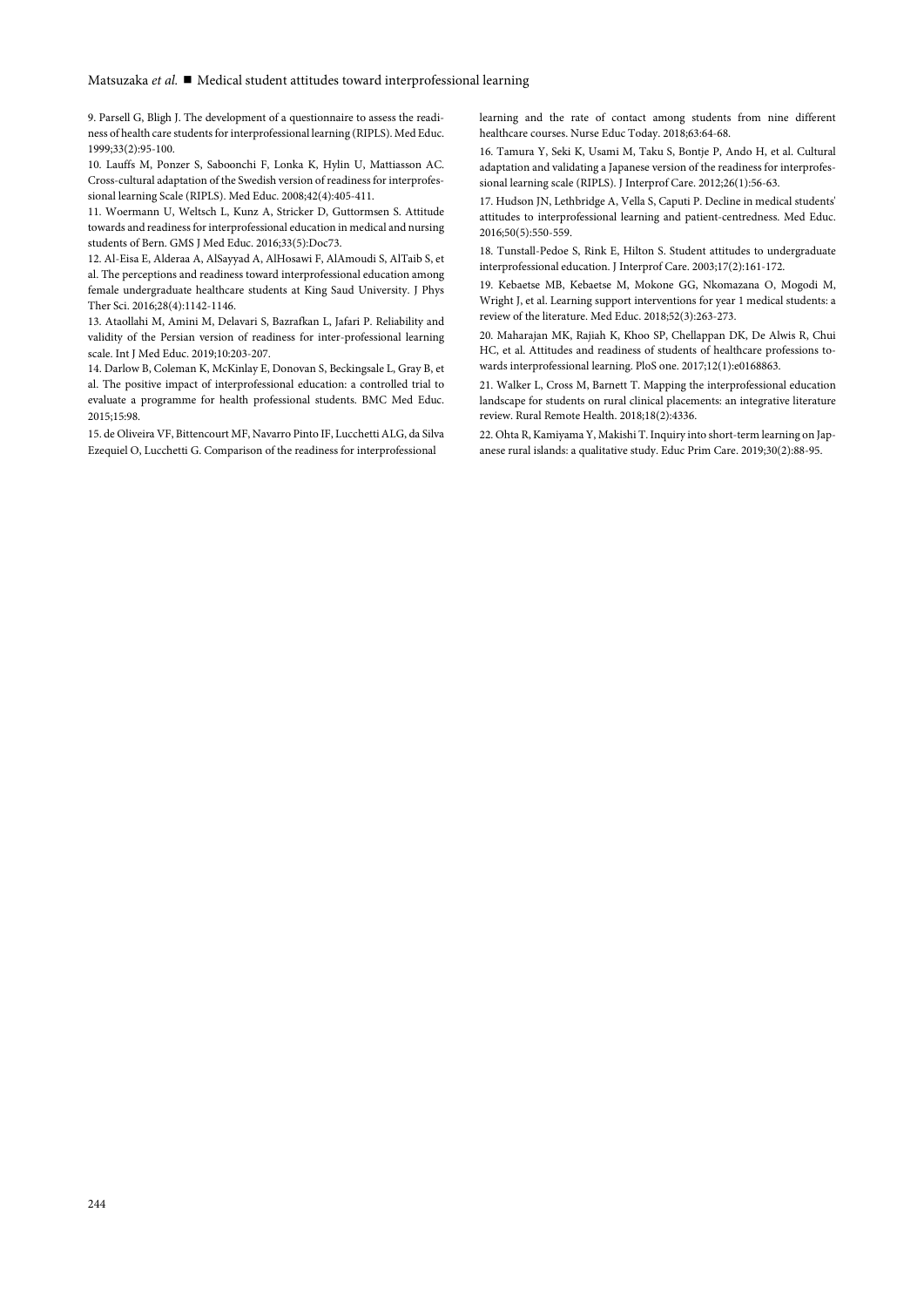9. Parsell G, Bligh J. The development of a questionnaire to assess the readiness of health care students for interprofessional learning (RIPLS). Med Educ. 1999;33(2):95-100.

10. Lauffs M, Ponzer S, Saboonchi F, Lonka K, Hylin U, Mattiasson AC. Cross-cultural adaptation of the Swedish version of readiness for interprofessional learning Scale (RIPLS). Med Educ. 2008;42(4):405-411.

11. Woermann U, Weltsch L, Kunz A, Stricker D, Guttormsen S. Attitude towards and readiness for interprofessional education in medical and nursing students of Bern. GMS J Med Educ. 2016;33(5):Doc73.

12. Al-Eisa E, Alderaa A, AlSayyad A, AlHosawi F, AlAmoudi S, AlTaib S, et al. The perceptions and readiness toward interprofessional education among female undergraduate healthcare students at King Saud University. J Phys Ther Sci. 2016;28(4):1142-1146.

13. Ataollahi M, Amini M, Delavari S, Bazrafkan L, Jafari P. Reliability and validity of the Persian version of readiness for inter-professional learning scale. Int J Med Educ. 2019;10:203-207.

14. Darlow B, Coleman K, McKinlay E, Donovan S, Beckingsale L, Gray B, et al. The positive impact of interprofessional education: a controlled trial to evaluate a programme for health professional students. BMC Med Educ. 2015;15:98.

15. de Oliveira VF, Bittencourt MF, Navarro Pinto IF, Lucchetti ALG, da Silva Ezequiel O, Lucchetti G. Comparison of the readiness for interprofessional learning and the rate of contact among students from nine different healthcare courses. Nurse Educ Today. 2018;63:64-68.

16. Tamura Y, Seki K, Usami M, Taku S, Bontje P, Ando H, et al. Cultural adaptation and validating a Japanese version of the readiness for interprofessional learning scale (RIPLS). J Interprof Care. 2012;26(1):56-63.

17. Hudson JN, Lethbridge A, Vella S, Caputi P. Decline in medical students' attitudes to interprofessional learning and patient-centredness. Med Educ. 2016;50(5):550-559.

18. Tunstall-Pedoe S, Rink E, Hilton S. Student attitudes to undergraduate interprofessional education. J Interprof Care. 2003;17(2):161-172.

19. Kebaetse MB, Kebaetse M, Mokone GG, Nkomazana O, Mogodi M, Wright J, et al. Learning support interventions for year 1 medical students: a review of the literature. Med Educ. 2018;52(3):263-273.

20. Maharajan MK, Rajiah K, Khoo SP, Chellappan DK, De Alwis R, Chui HC, et al. Attitudes and readiness of students of healthcare professions towards interprofessional learning. PloS one. 2017;12(1):e0168863.

21. Walker L, Cross M, Barnett T. Mapping the interprofessional education landscape for students on rural clinical placements: an integrative literature review. Rural Remote Health. 2018;18(2):4336.

22. Ohta R, Kamiyama Y, Makishi T. Inquiry into short-term learning on Japanese rural islands: a qualitative study. Educ Prim Care. 2019;30(2):88-95.